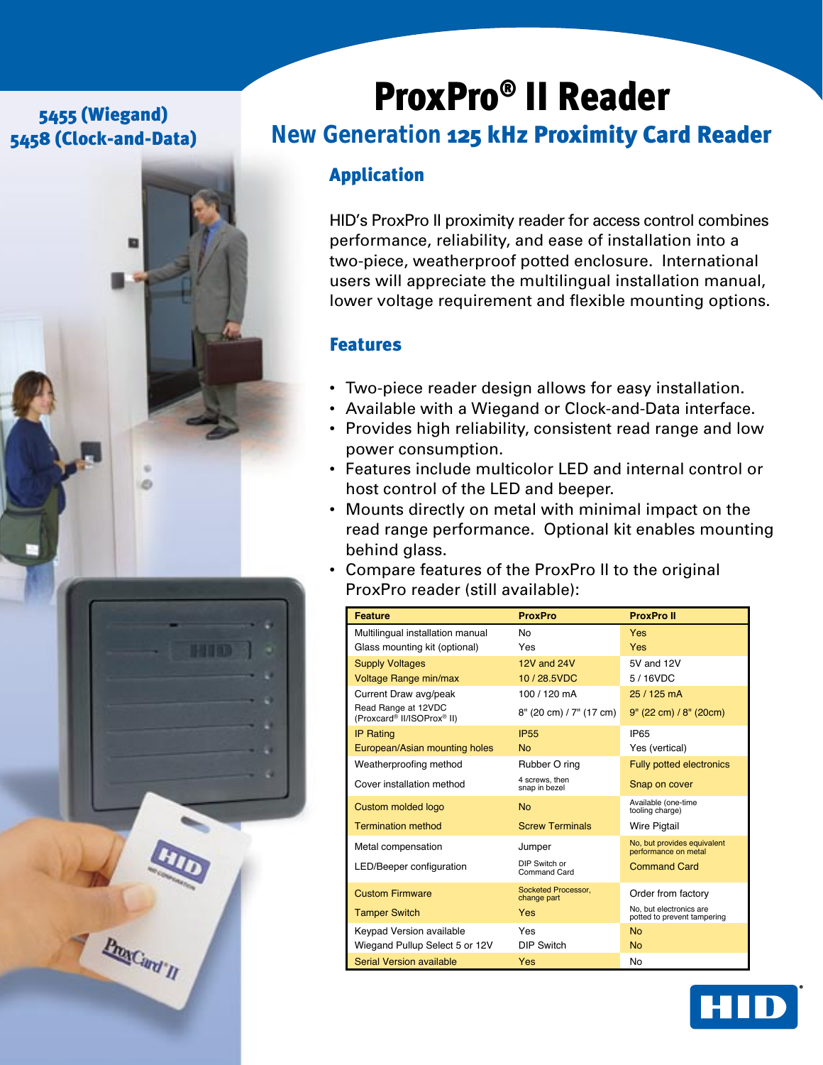5455 (Wiegand)
5458 (Clock-and-Data)

# ProxPro® II Reader

## New Generation 125 kHz Proximity Card Reader

### Application

HID's ProxPro II proximity reader for access control combines performance, reliability, and ease of installation into a two-piece, weatherproof potted enclosure. International users will appreciate the multilingual installation manual, lower voltage requirement and flexible mounting options.

### Features

- Two-piece reader design allows for easy installation.
- Available with a Wiegand or Clock-and-Data interface.
- Provides high reliability, consistent read range and low power consumption.
- Features include multicolor LED and internal control or host control of the LED and beeper.
- Mounts directly on metal with minimal impact on the read range performance. Optional kit enables mounting behind glass.
- Compare features of the ProxPro II to the original ProxPro reader (still available):

| Feature | ProxPro | ProxPro II |
|---|---|---|
| Multilingual installation manual | No | Yes |
| Glass mounting kit (optional) | Yes | Yes |
| Supply Voltages | 12V and 24V | 5V and 12V |
| Voltage Range min/max | 10 / 28.5VDC | 5 / 16VDC |
| Current Draw avg/peak | 100 / 120 mA | 25 / 125 mA |
| Read Range at 12VDC (Proxcard® II/ISOProx® II) | 8" (20 cm) / 7" (17 cm) | 9" (22 cm) / 8" (20cm) |
| IP Rating | IP55 | IP65 |
| European/Asian mounting holes | No | Yes (vertical) |
| Weatherproofing method | Rubber O ring | Fully potted electronics |
| Cover installation method | 4 screws, then snap in bezel | Snap on cover |
| Custom molded logo | No | Available (one-time tooling charge) |
| Termination method | Screw Terminals | Wire Pigtail |
| Metal compensation | Jumper | No, but provides equivalent performance on metal |
| LED/Beeper configuration | DIP Switch or Command Card | Command Card |
| Custom Firmware | Socketed Processor, change part | Order from factory |
| Tamper Switch | Yes | No, but electronics are potted to prevent tampering |
| Keypad Version available | Yes | No |
| Wiegand Pullup Select 5 or 12V | DIP Switch | No |
| Serial Version available | Yes | No |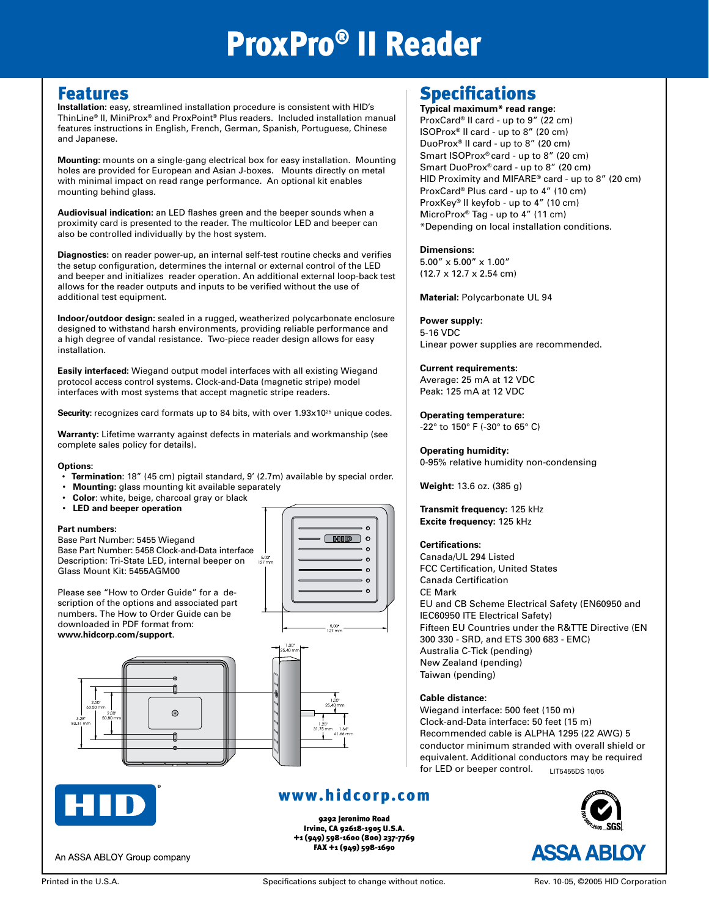# ProxPro® II Reader

## Features

**Installation:** easy, streamlined installation procedure is consistent with HID's ThinLine® II, MiniProx® and ProxPoint® Plus readers. Included installation manual features instructions in English, French, German, Spanish, Portuguese, Chinese and Japanese.

**Mounting:** mounts on a single-gang electrical box for easy installation. Mounting holes are provided for European and Asian J-boxes. Mounts directly on metal with minimal impact on read range performance. An optional kit enables mounting behind glass.

**Audiovisual indication:** an LED flashes green and the beeper sounds when a proximity card is presented to the reader. The multicolor LED and beeper can also be controlled individually by the host system.

**Diagnostics:** on reader power-up, an internal self-test routine checks and verifies the setup configuration, determines the internal or external control of the LED and beeper and initializes reader operation. An additional external loop-back test allows for the reader outputs and inputs to be verified without the use of additional test equipment.

**Indoor/outdoor design:** sealed in a rugged, weatherized polycarbonate enclosure designed to withstand harsh environments, providing reliable performance and a high degree of vandal resistance. Two-piece reader design allows for easy installation.

**Easily interfaced:** Wiegand output model interfaces with all existing Wiegand protocol access control systems. Clock-and-Data (magnetic stripe) model interfaces with most systems that accept magnetic stripe readers.

**Security:** recognizes card formats up to 84 bits, with over $1.93 \times 10^{25}$ unique codes.

**Warranty:** Lifetime warranty against defects in materials and workmanship (see complete sales policy for details).

**Options:**

- **Termination**: 18" (45 cm) pigtail standard, 9' (2.7m) available by special order.
- **Mounting**: glass mounting kit available separately
- **Color**: white, beige, charcoal gray or black
- **LED and beeper operation**

**Part numbers:**

Base Part Number: 5455 Wiegand
Base Part Number: 5458 Clock-and-Data interface
Description: Tri-State LED, internal beeper on
Glass Mount Kit: 5455AGM00

Please see "How to Order Guide" for a description of the options and associated part numbers. The How to Order Guide can be downloaded in PDF format from: **www.hidcorp.com/support**.

5.00"
127 mm

5.00"
127 mm

1.00"
25.40 mm

2.50"
63.50 mm

2.00"
50.80 mm

3.28"
83.31 mm

1.00"
25.40 mm

1.25"
31.75 mm

1.64"
41.66 mm

## Specifications

**Typical maximum\* read range:**

ProxCard® II card - up to 9" (22 cm)
ISOProx® II card - up to 8" (20 cm)
DuoProx® II card - up to 8" (20 cm)
Smart ISOProx® card - up to 8" (20 cm)
Smart DuoProx® card - up to 8" (20 cm)
HID Proximity and MIFARE® card - up to 8" (20 cm)
ProxCard® Plus card - up to 4" (10 cm)
ProxKey® II keyfob - up to 4" (10 cm)
MicroProx® Tag - up to 4" (11 cm)
\*Depending on local installation conditions.

**Dimensions:**
5.00" x 5.00" x 1.00"
(12.7 x 12.7 x 2.54 cm)

**Material:** Polycarbonate UL 94

**Power supply:**
5-16 VDC
Linear power supplies are recommended.

**Current requirements:**
Average: 25 mA at 12 VDC
Peak: 125 mA at 12 VDC

**Operating temperature:**
-22° to 150° F (-30° to 65° C)

**Operating humidity:**
0-95% relative humidity non-condensing

**Weight:** 13.6 oz. (385 g)

**Transmit frequency:** 125 kHz
**Excite frequency:** 125 kHz

**Certifications:**
Canada/UL 294 Listed
FCC Certification, United States
Canada Certification
CE Mark
EU and CB Scheme Electrical Safety (EN60950 and IEC60950 ITE Electrical Safety)
Fifteen EU Countries under the R&TTE Directive (EN 300 330 - SRD, and ETS 300 683 - EMC)
Australia C-Tick (pending)
New Zealand (pending)
Taiwan (pending)

**Cable distance:**
Wiegand interface: 500 feet (150 m)
Clock-and-Data interface: 50 feet (15 m)
Recommended cable is ALPHA 1295 (22 AWG) 5 conductor minimum stranded with overall shield or equivalent. Additional conductors may be required for LED or beeper control.

LIT5455DS 10/05

HID

An ASSA ABLOY Group company

**www.hidcorp.com**

**9292 Jeronimo Road**
**Irvine, CA 92618-1905 U.S.A.**
**+1 (949) 598-1600 (800) 237-7769**
**FAX +1 (949) 598-1690**

ASSA ABLOY

Printed in the U.S.A. Specifications subject to change without notice. Rev. 10-05, ©2005 HID Corporation